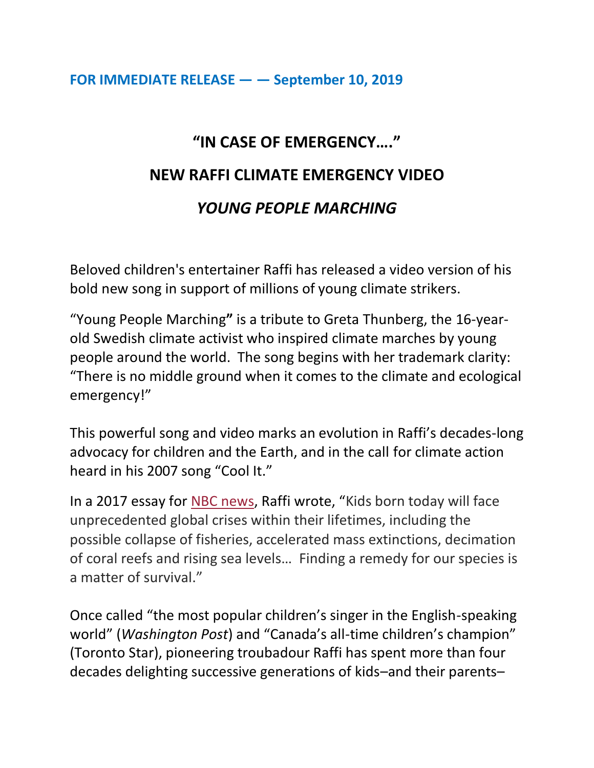**FOR IMMEDIATE RELEASE — — September 10, 2019**

# "IN CASE OF EMERGENCY…."

# NEW RAFFI CLIMATE EMERGENCY VIDEO

# *YOUNG PEOPLE MARCHING*

Beloved children's entertainer Raffi has released a video version of his bold new song in support of millions of young climate strikers.

"Young People Marching**"** is a tribute to Greta Thunberg, the 16-year-old Swedish climate activist who inspired climate marches by young people around the world. The song begins with her trademark clarity: "There is no middle ground when it comes to the climate and ecological emergency!"

This powerful song and video marks an evolution in Raffi's decades-long advocacy for children and the Earth, and in the call for climate action heard in his 2007 song "Cool It."

In a 2017 essay for NBC news, Raffi wrote, "Kids born today will face unprecedented global crises within their lifetimes, including the possible collapse of fisheries, accelerated mass extinctions, decimation of coral reefs and rising sea levels… Finding a remedy for our species is a matter of survival."

Once called "the most popular children's singer in the English-speaking world" (*Washington Post*) and "Canada's all-time children's champion" (Toronto Star), pioneering troubadour Raffi has spent more than four decades delighting successive generations of kids–and their parents–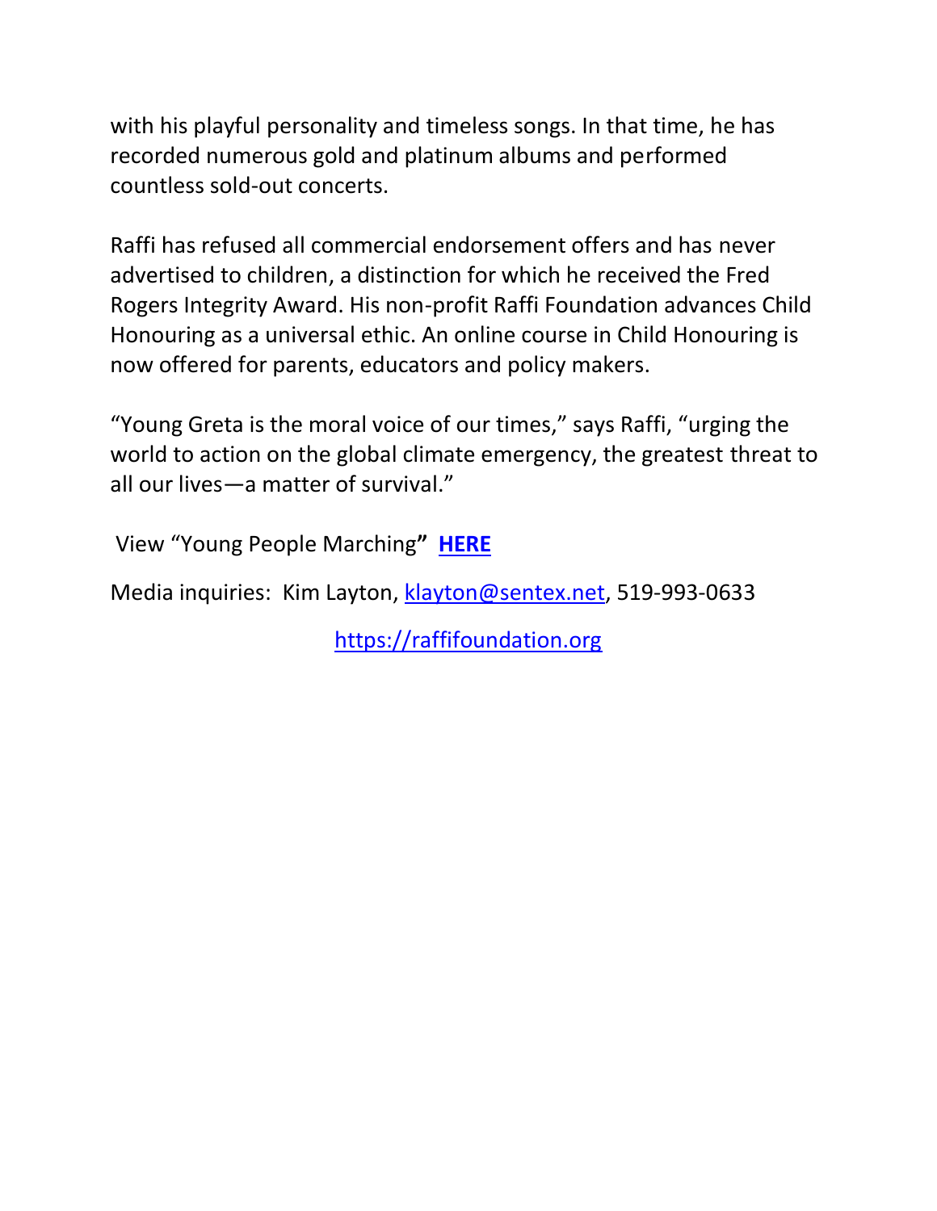with his playful personality and timeless songs. In that time, he has recorded numerous gold and platinum albums and performed countless sold-out concerts.

Raffi has refused all commercial endorsement offers and has never advertised to children, a distinction for which he received the Fred Rogers Integrity Award. His non-profit Raffi Foundation advances Child Honouring as a universal ethic. An online course in Child Honouring is now offered for parents, educators and policy makers.

"Young Greta is the moral voice of our times," says Raffi, "urging the world to action on the global climate emergency, the greatest threat to all our lives—a matter of survival."

View "Young People Marching**"** **HERE**

Media inquiries: Kim Layton, klayton@sentex.net, 519-993-0633

https://raffifoundation.org